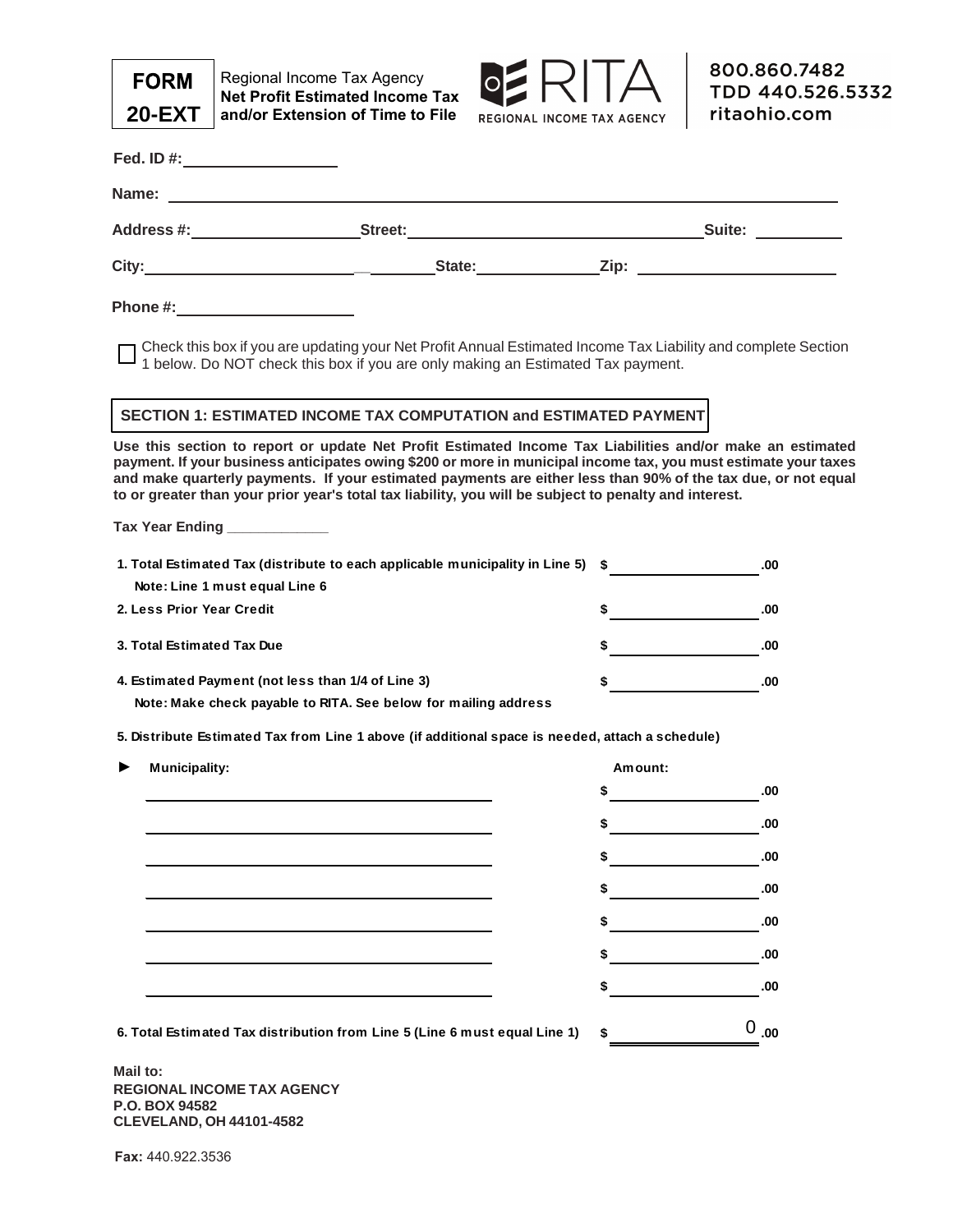**FORM 20-EXT**

Regional Income Tax Agency
**Net Profit Estimated Income Tax and/or Extension of Time to File**

RITA
REGIONAL INCOME TAX AGENCY

800.860.7482
TDD 440.526.5332
ritaohio.com

**Fed. ID #:** \_\_\_\_\_\_\_\_\_\_\_\_\_\_\_\_

**Name:** \_\_\_\_\_\_\_\_\_\_\_\_\_\_\_\_\_\_\_\_\_\_\_\_\_\_\_\_\_\_\_\_\_\_\_\_\_\_\_\_

**Address #:** \_\_\_\_\_\_\_\_\_\_\_\_ **Street:** \_\_\_\_\_\_\_\_\_\_\_\_\_\_\_\_\_\_\_\_ **Suite:** \_\_\_\_\_\_\_\_

**City:** \_\_\_\_\_\_\_\_\_\_\_\_\_\_\_\_ **State:** \_\_\_\_\_\_\_\_ **Zip:** \_\_\_\_\_\_\_\_\_\_\_\_

**Phone #:** \_\_\_\_\_\_\_\_\_\_\_\_\_\_\_\_

☐ Check this box if you are updating your Net Profit Annual Estimated Income Tax Liability and complete Section 1 below. Do NOT check this box if you are only making an Estimated Tax payment.

## SECTION 1: ESTIMATED INCOME TAX COMPUTATION and ESTIMATED PAYMENT

**Use this section to report or update Net Profit Estimated Income Tax Liabilities and/or make an estimated payment. If your business anticipates owing $200 or more in municipal income tax, you must estimate your taxes and make quarterly payments. If your estimated payments are either less than 90% of the tax due, or not equal to or greater than your prior year's total tax liability, you will be subject to penalty and interest.**

**Tax Year Ending** \_\_\_\_\_\_\_\_\_\_\_\_

| | |
|---|---|
| **1. Total Estimated Tax (distribute to each applicable municipality in Line 5)** | $ \_\_\_\_\_\_\_\_\_\_\_\_ .00 |
| **Note: Line 1 must equal Line 6** | |
| **2. Less Prior Year Credit** | $ \_\_\_\_\_\_\_\_\_\_\_\_ .00 |
| **3. Total Estimated Tax Due** | $ \_\_\_\_\_\_\_\_\_\_\_\_ .00 |
| **4. Estimated Payment (not less than 1/4 of Line 3)** | $ \_\_\_\_\_\_\_\_\_\_\_\_ .00 |
| **Note: Make check payable to RITA. See below for mailing address** | |

**5. Distribute Estimated Tax from Line 1 above (if additional space is needed, attach a schedule)**

| ► Municipality: | Amount: |
|---|---|
| | $ .00 |
| | $ .00 |
| | $ .00 |
| | $ .00 |
| | $ .00 |
| | $ .00 |
| | $ .00 |

**6. Total Estimated Tax distribution from Line 5 (Line 6 must equal Line 1)** $ 0 .00

**Mail to:**
**REGIONAL INCOME TAX AGENCY**
**P.O. BOX 94582**
**CLEVELAND, OH 44101-4582**

**Fax:** 440.922.3536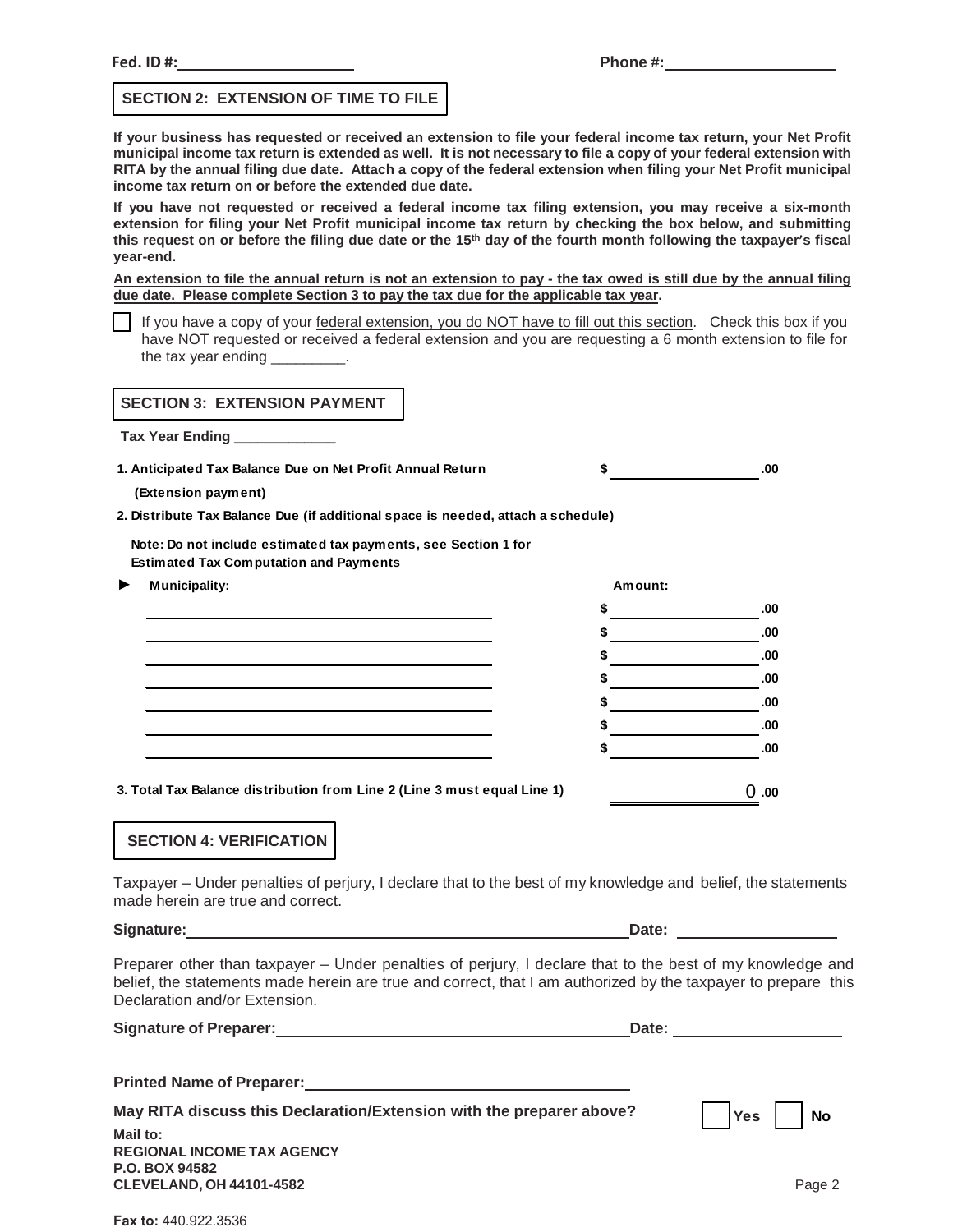Fed. ID #:\_\_\_\_\_\_\_\_\_\_\_\_\_\_\_\_\_\_\_\_ Phone #:\_\_\_\_\_\_\_\_\_\_\_\_\_\_\_\_\_\_\_\_

## SECTION 2: EXTENSION OF TIME TO FILE

**If your business has requested or received an extension to file your federal income tax return, your Net Profit municipal income tax return is extended as well. It is not necessary to file a copy of your federal extension with RITA by the annual filing due date. Attach a copy of the federal extension when filing your Net Profit municipal income tax return on or before the extended due date.**

**If you have not requested or received a federal income tax filing extension, you may receive a six-month extension for filing your Net Profit municipal income tax return by checking the box below, and submitting this request on or before the filing due date or the 15th day of the fourth month following the taxpayer's fiscal year-end.**

**An extension to file the annual return is not an extension to pay - the tax owed is still due by the annual filing due date. Please complete Section 3 to pay the tax due for the applicable tax year.**

☐ If you have a copy of your federal extension, you do NOT have to fill out this section. Check this box if you have NOT requested or received a federal extension and you are requesting a 6 month extension to file for the tax year ending \_\_\_\_\_\_\_\_\_.

## SECTION 3: EXTENSION PAYMENT

**Tax Year Ending \_\_\_\_\_\_\_\_\_\_\_\_**

**1. Anticipated Tax Balance Due on Net Profit Annual Return (Extension payment)** $ \_\_\_\_\_\_\_\_\_\_\_\_\_\_\_\_ .00

**2. Distribute Tax Balance Due (if additional space is needed, attach a schedule)**

**Note: Do not include estimated tax payments, see Section 1 for Estimated Tax Computation and Payments**

| ► Municipality: | Amount: |
|---|---|
| | $ .00 |
| | $ .00 |
| | $ .00 |
| | $ .00 |
| | $ .00 |
| | $ .00 |
| | $ .00 |

**3. Total Tax Balance distribution from Line 2 (Line 3 must equal Line 1)** 0 .00

## SECTION 4: VERIFICATION

Taxpayer – Under penalties of perjury, I declare that to the best of my knowledge and belief, the statements made herein are true and correct.

**Signature:**\_\_\_\_\_\_\_\_\_\_\_\_\_\_\_\_\_\_\_\_\_\_\_\_\_\_\_\_\_\_\_\_\_\_\_\_\_\_\_\_ **Date:** \_\_\_\_\_\_\_\_\_\_\_\_\_\_\_\_

Preparer other than taxpayer – Under penalties of perjury, I declare that to the best of my knowledge and belief, the statements made herein are true and correct, that I am authorized by the taxpayer to prepare this Declaration and/or Extension.

**Signature of Preparer:**\_\_\_\_\_\_\_\_\_\_\_\_\_\_\_\_\_\_\_\_\_\_\_\_\_\_\_\_\_\_\_\_\_\_ **Date:** \_\_\_\_\_\_\_\_\_\_\_\_\_\_\_\_

**Printed Name of Preparer:**\_\_\_\_\_\_\_\_\_\_\_\_\_\_\_\_\_\_\_\_\_\_\_\_\_\_\_\_\_\_

**May RITA discuss this Declaration/Extension with the preparer above?** ☐ **Yes** ☐ **No**

**Mail to:**
**REGIONAL INCOME TAX AGENCY**
**P.O. BOX 94582**
**CLEVELAND, OH 44101-4582**

**Fax to:** 440.922.3536